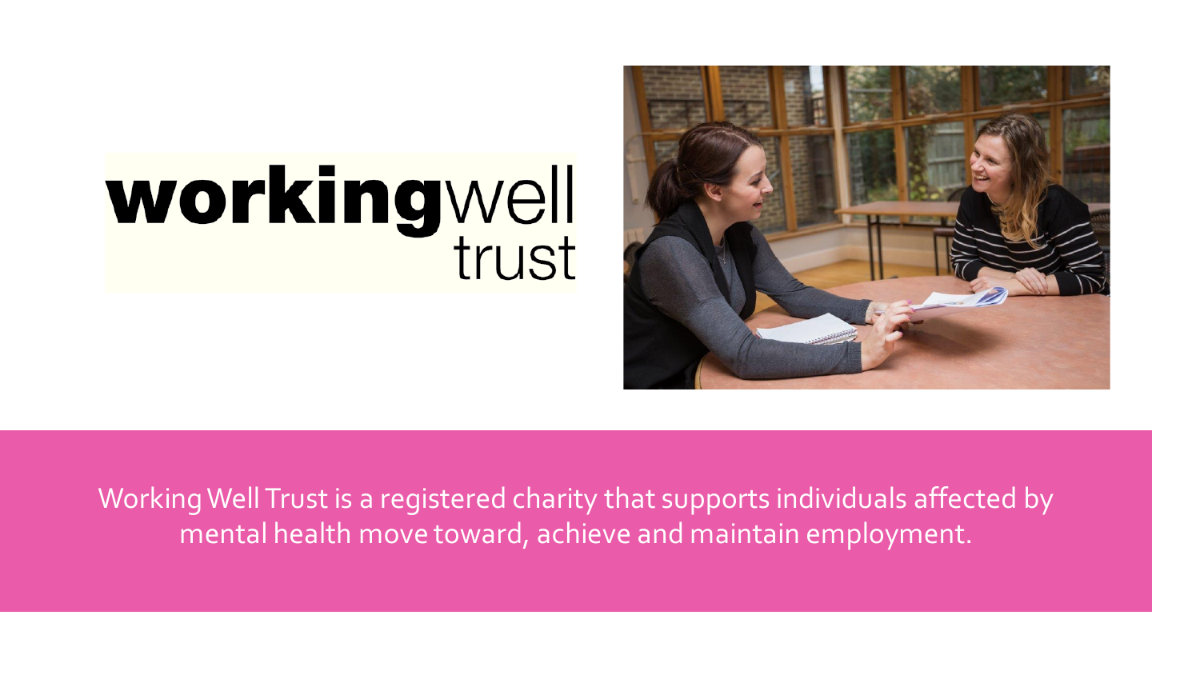# workingwell trust

Working Well Trust is a registered charity that supports individuals affected by mental health move toward, achieve and maintain employment.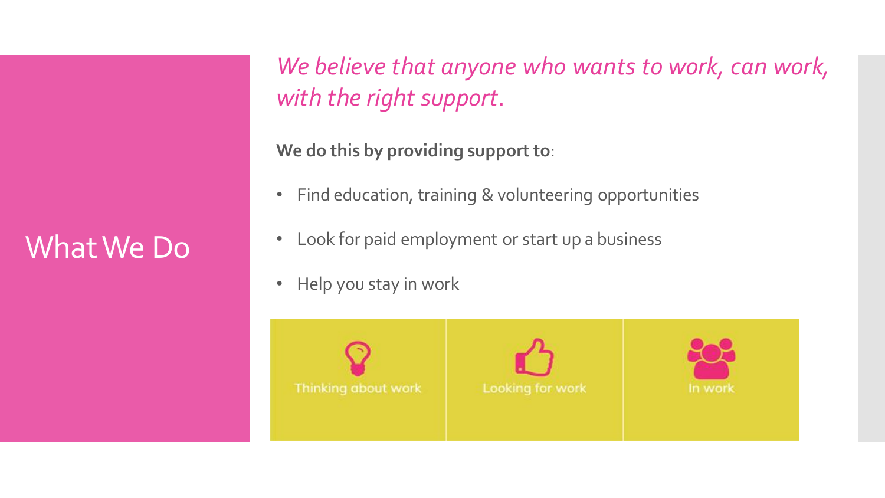# What We Do

*We believe that anyone who wants to work, can work, with the right support.*

**We do this by providing support to**:

- Find education, training & volunteering opportunities
- Look for paid employment or start up a business
- Help you stay in work

| Thinking about work | Looking for work | In work |
|---|---|---|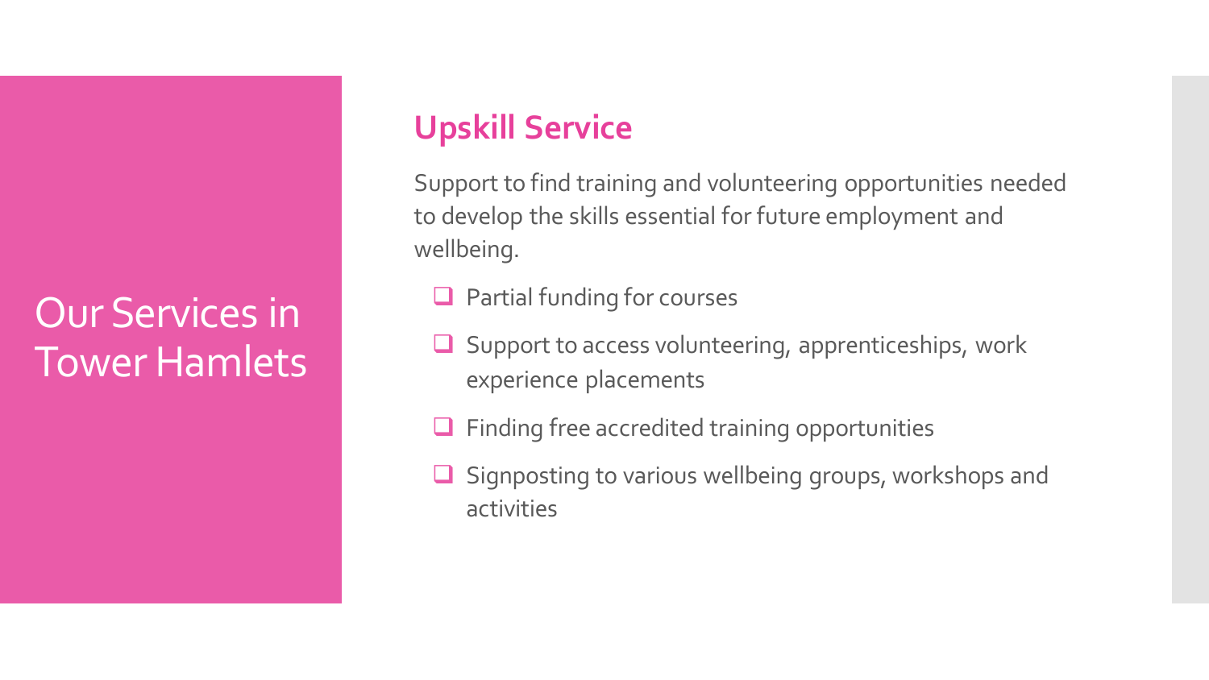# Our Services in Tower Hamlets

## Upskill Service

Support to find training and volunteering opportunities needed to develop the skills essential for future employment and wellbeing.

- Partial funding for courses
- Support to access volunteering, apprenticeships, work experience placements
- Finding free accredited training opportunities
- Signposting to various wellbeing groups, workshops and activities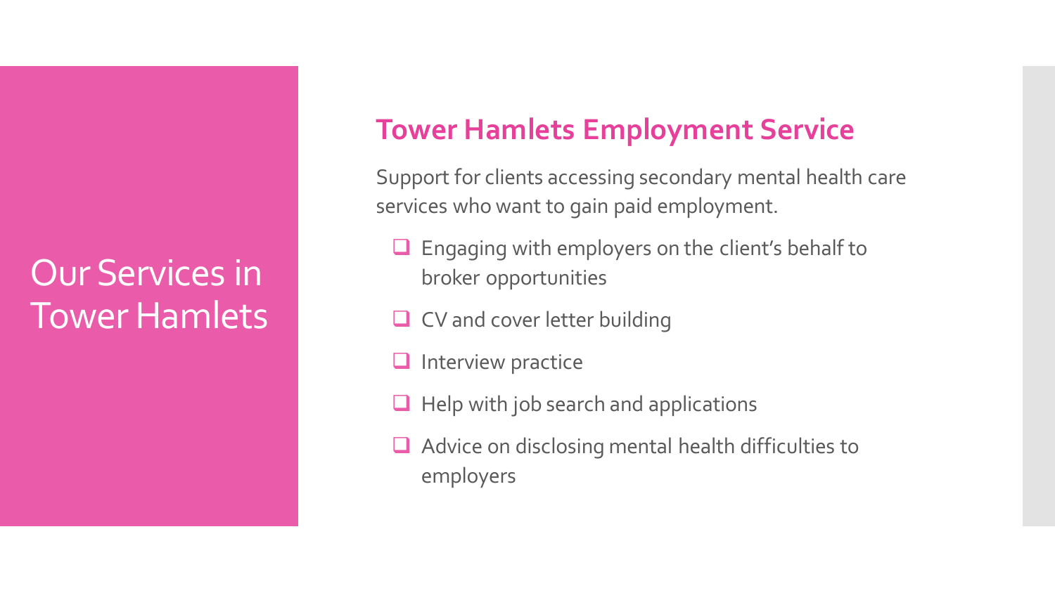# Our Services in Tower Hamlets

## Tower Hamlets Employment Service

Support for clients accessing secondary mental health care services who want to gain paid employment.

- Engaging with employers on the client's behalf to broker opportunities
- CV and cover letter building
- Interview practice
- Help with job search and applications
- Advice on disclosing mental health difficulties to employers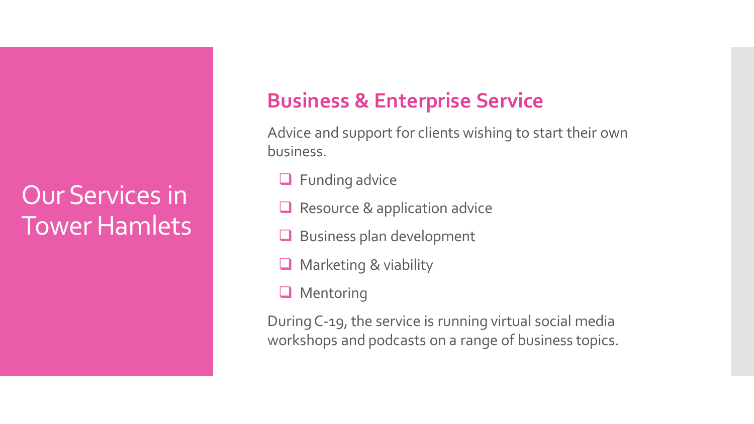# Our Services in Tower Hamlets

## Business & Enterprise Service

Advice and support for clients wishing to start their own business.

- Funding advice
- Resource & application advice
- Business plan development
- Marketing & viability
- Mentoring

During C-19, the service is running virtual social media workshops and podcasts on a range of business topics.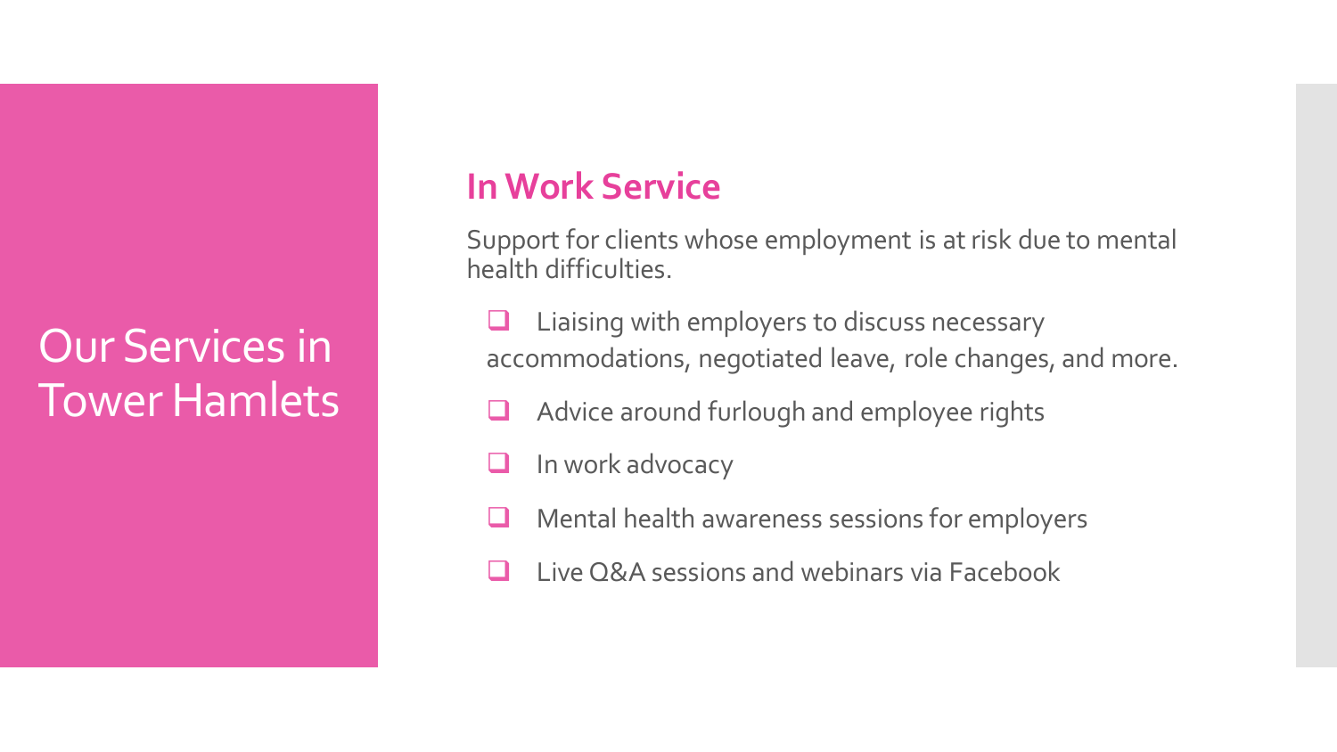# Our Services in Tower Hamlets

## In Work Service

Support for clients whose employment is at risk due to mental health difficulties.

- Liaising with employers to discuss necessary accommodations, negotiated leave, role changes, and more.
- Advice around furlough and employee rights
- In work advocacy
- Mental health awareness sessions for employers
- Live Q&A sessions and webinars via Facebook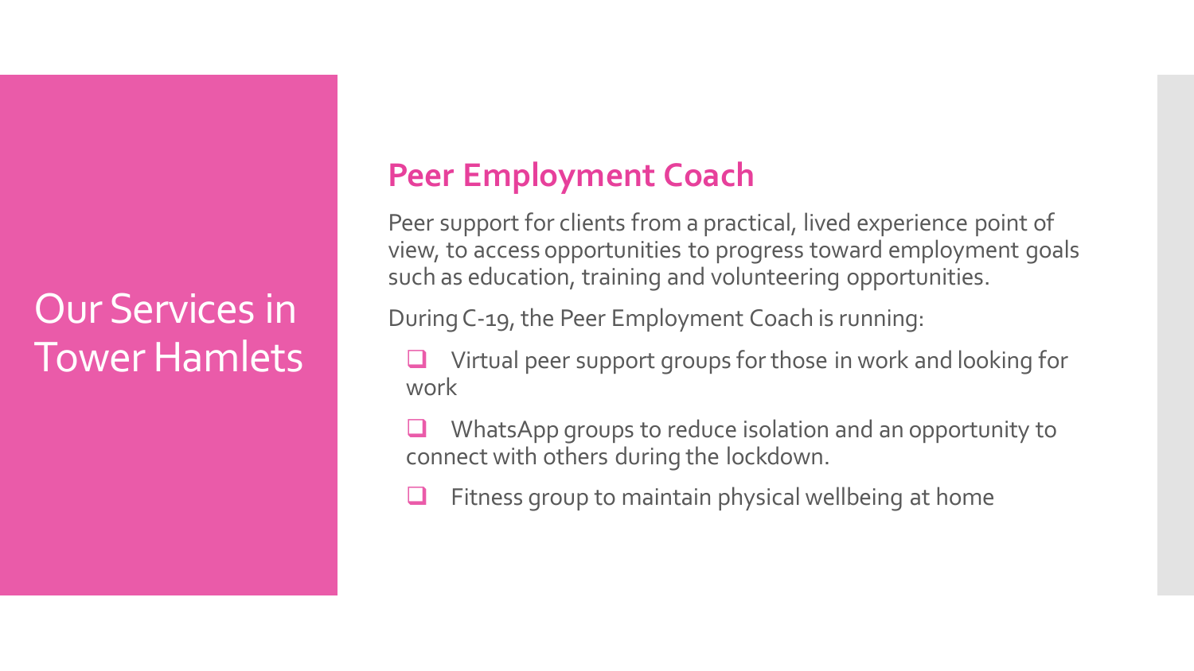# Our Services in Tower Hamlets

## Peer Employment Coach

Peer support for clients from a practical, lived experience point of view, to access opportunities to progress toward employment goals such as education, training and volunteering opportunities.

During C-19, the Peer Employment Coach is running:

- Virtual peer support groups for those in work and looking for work
- WhatsApp groups to reduce isolation and an opportunity to connect with others during the lockdown.
- Fitness group to maintain physical wellbeing at home